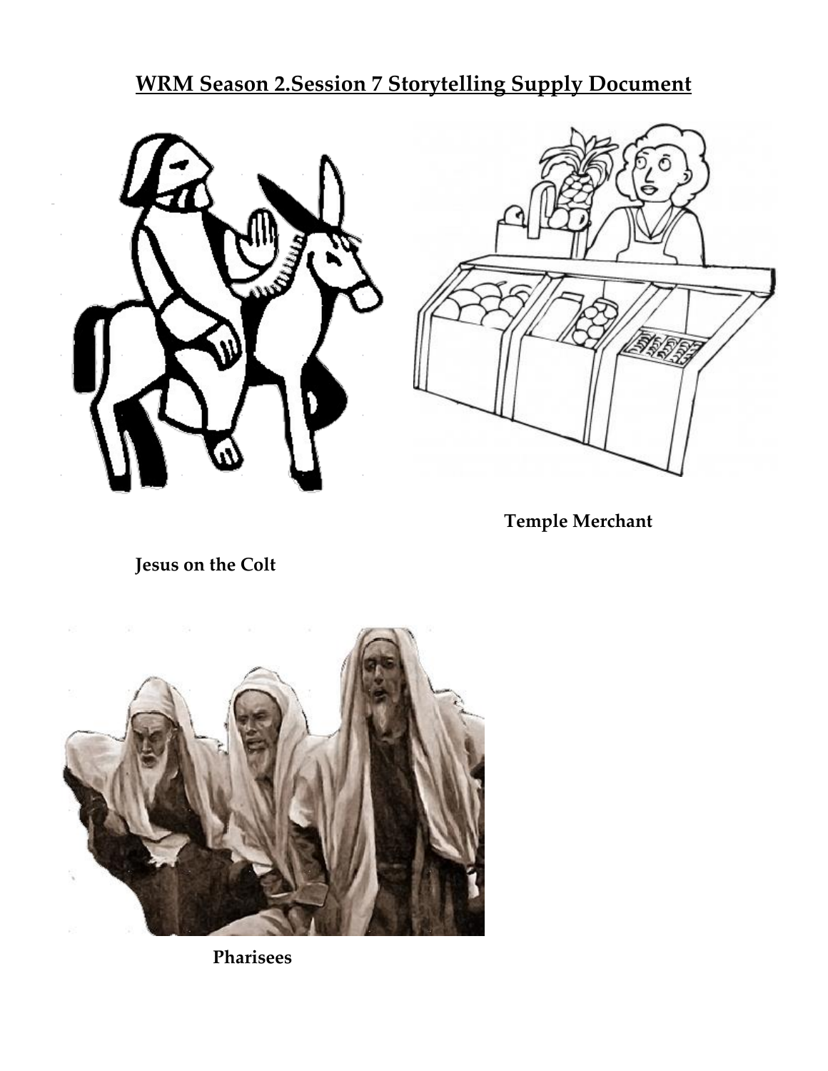# WRM Season 2.Session 7 Storytelling Supply Document

**Temple Merchant**

**Jesus on the Colt**

**Pharisees**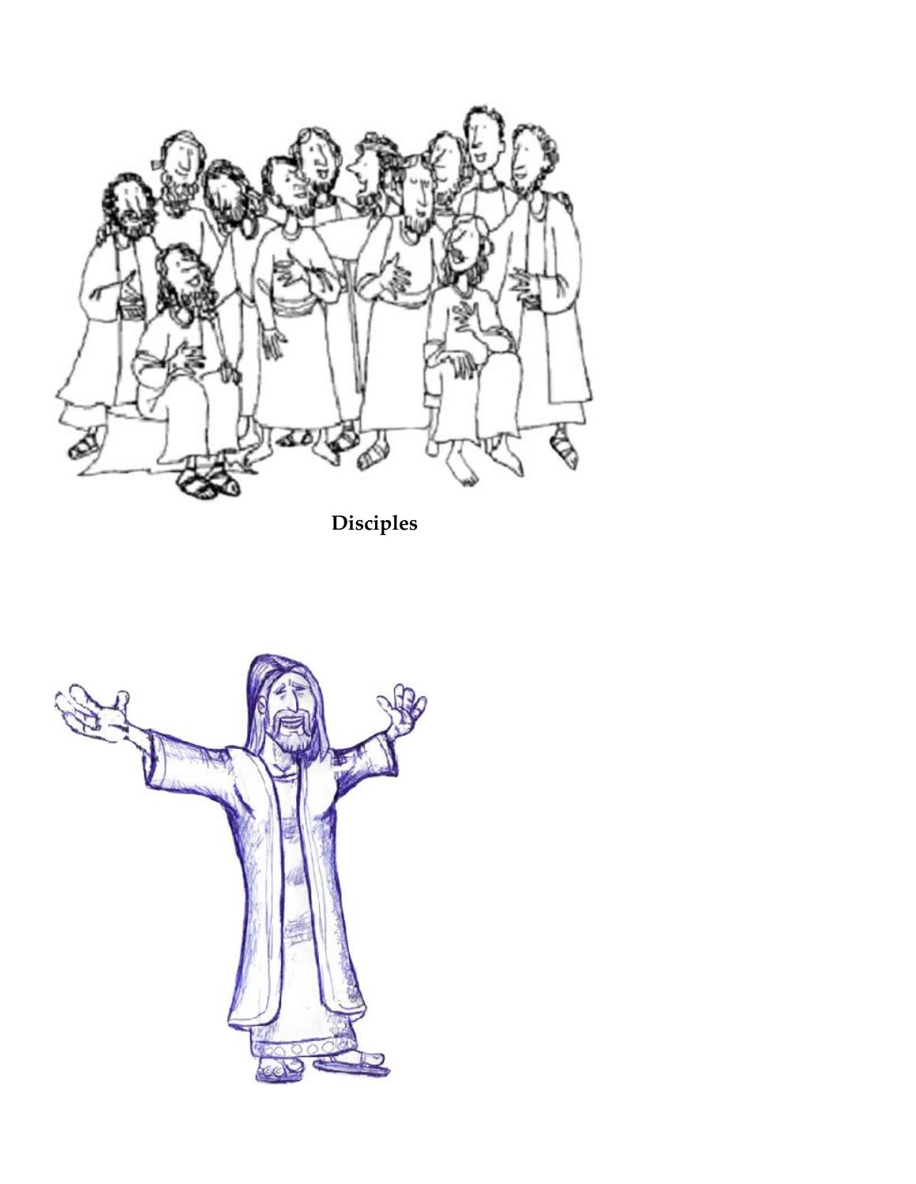**Disciples**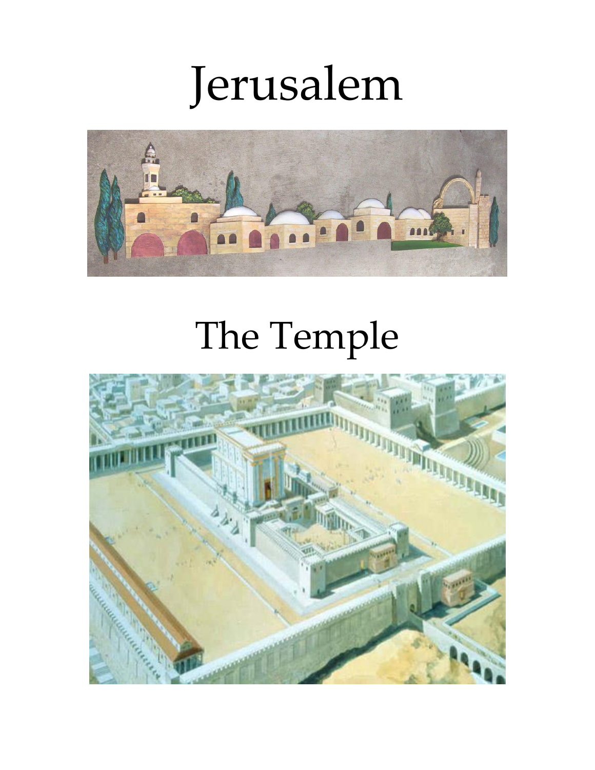# Jerusalem

# The Temple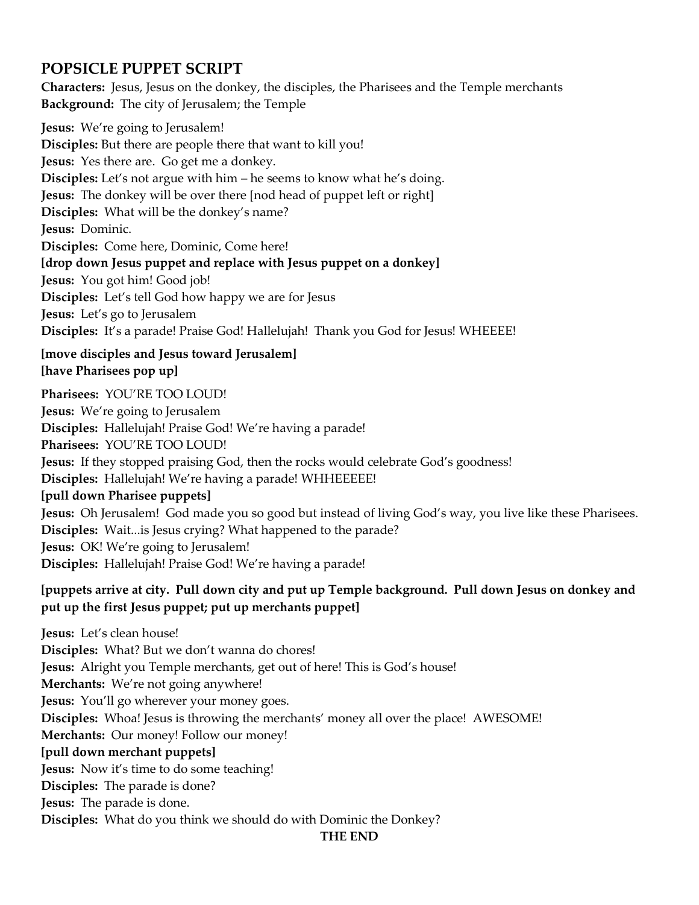## POPSICLE PUPPET SCRIPT

**Characters:** Jesus, Jesus on the donkey, the disciples, the Pharisees and the Temple merchants
**Background:** The city of Jerusalem; the Temple

**Jesus:** We're going to Jerusalem!
**Disciples:** But there are people there that want to kill you!
**Jesus:** Yes there are. Go get me a donkey.
**Disciples:** Let's not argue with him – he seems to know what he's doing.
**Jesus:** The donkey will be over there [nod head of puppet left or right]
**Disciples:** What will be the donkey's name?
**Jesus:** Dominic.
**Disciples:** Come here, Dominic, Come here!
**[drop down Jesus puppet and replace with Jesus puppet on a donkey]**
**Jesus:** You got him! Good job!
**Disciples:** Let's tell God how happy we are for Jesus
**Jesus:** Let's go to Jerusalem
**Disciples:** It's a parade! Praise God! Hallelujah! Thank you God for Jesus! WHEEEE!

**[move disciples and Jesus toward Jerusalem]**
**[have Pharisees pop up]**

**Pharisees:** YOU'RE TOO LOUD!
**Jesus:** We're going to Jerusalem
**Disciples:** Hallelujah! Praise God! We're having a parade!
**Pharisees:** YOU'RE TOO LOUD!
**Jesus:** If they stopped praising God, then the rocks would celebrate God's goodness!
**Disciples:** Hallelujah! We're having a parade! WHHEEEEE!
**[pull down Pharisee puppets]**
**Jesus:** Oh Jerusalem! God made you so good but instead of living God's way, you live like these Pharisees.
**Disciples:** Wait...is Jesus crying? What happened to the parade?
**Jesus:** OK! We're going to Jerusalem!
**Disciples:** Hallelujah! Praise God! We're having a parade!

**[puppets arrive at city. Pull down city and put up Temple background. Pull down Jesus on donkey and put up the first Jesus puppet; put up merchants puppet]**

**Jesus:** Let's clean house!
**Disciples:** What? But we don't wanna do chores!
**Jesus:** Alright you Temple merchants, get out of here! This is God's house!
**Merchants:** We're not going anywhere!
**Jesus:** You'll go wherever your money goes.
**Disciples:** Whoa! Jesus is throwing the merchants' money all over the place! AWESOME!
**Merchants:** Our money! Follow our money!
**[pull down merchant puppets]**
**Jesus:** Now it's time to do some teaching!
**Disciples:** The parade is done?
**Jesus:** The parade is done.
**Disciples:** What do you think we should do with Dominic the Donkey?

**THE END**